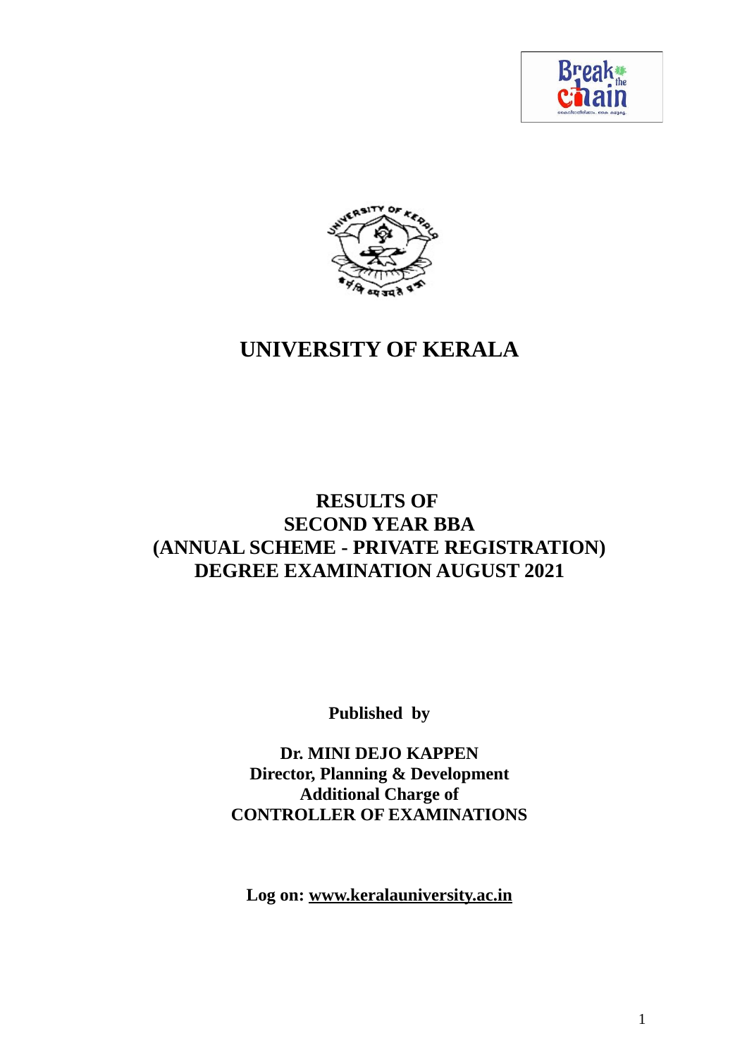# UNIVERSITY OF KERALA

## RESULTS OF
## SECOND YEAR BBA
## (ANNUAL SCHEME - PRIVATE REGISTRATION)
## DEGREE EXAMINATION AUGUST 2021

**Published by**

**Dr. MINI DEJO KAPPEN**
**Director, Planning & Development**
**Additional Charge of**
**CONTROLLER OF EXAMINATIONS**

**Log on: www.keralauniversity.ac.in**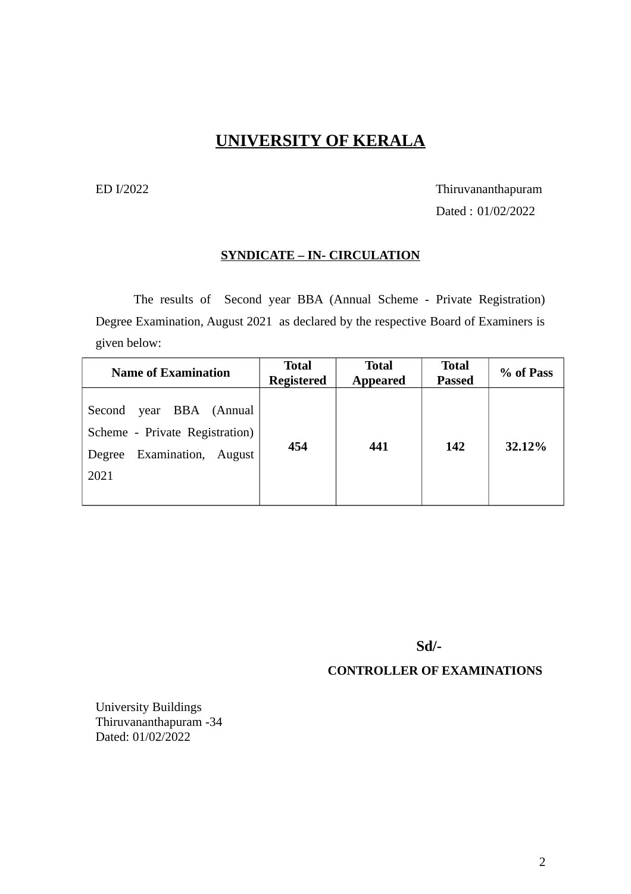# UNIVERSITY OF KERALA

ED I/2022

Thiruvananthapuram

Dated : 01/02/2022

**SYNDICATE – IN- CIRCULATION**

The results of Second year BBA (Annual Scheme - Private Registration) Degree Examination, August 2021 as declared by the respective Board of Examiners is given below:

| Name of Examination | Total Registered | Total Appeared | Total Passed | % of Pass |
|---|---|---|---|---|
| Second year BBA (Annual Scheme - Private Registration) Degree Examination, August 2021 | **454** | **441** | **142** | **32.12%** |

**Sd/-**

**CONTROLLER OF EXAMINATIONS**

University Buildings
Thiruvananthapuram -34
Dated: 01/02/2022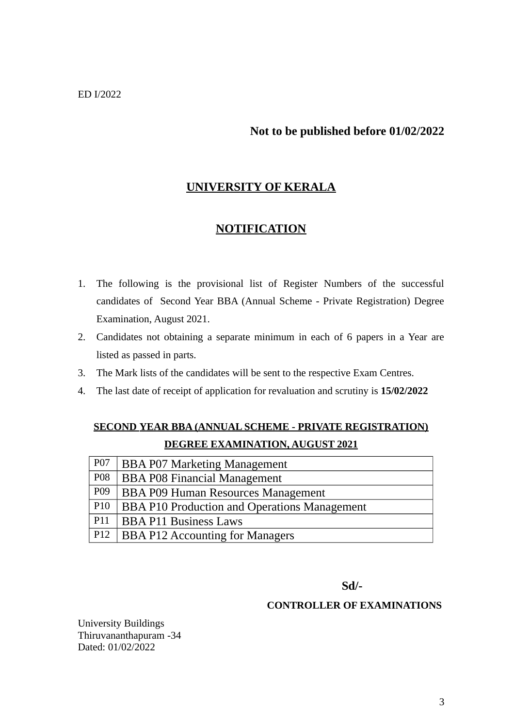ED I/2022

**Not to be published before 01/02/2022**

## UNIVERSITY OF KERALA

## NOTIFICATION

1. The following is the provisional list of Register Numbers of the successful candidates of Second Year BBA (Annual Scheme - Private Registration) Degree Examination, August 2021.
2. Candidates not obtaining a separate minimum in each of 6 papers in a Year are listed as passed in parts.
3. The Mark lists of the candidates will be sent to the respective Exam Centres.
4. The last date of receipt of application for revaluation and scrutiny is **15/02/2022**

### SECOND YEAR BBA (ANNUAL SCHEME - PRIVATE REGISTRATION) DEGREE EXAMINATION, AUGUST 2021

| Code | Paper |
|---|---|
| P07 | BBA P07 Marketing Management |
| P08 | BBA P08 Financial Management |
| P09 | BBA P09 Human Resources Management |
| P10 | BBA P10 Production and Operations Management |
| P11 | BBA P11 Business Laws |
| P12 | BBA P12 Accounting for Managers |

**Sd/-**

**CONTROLLER OF EXAMINATIONS**

University Buildings
Thiruvananthapuram -34
Dated: 01/02/2022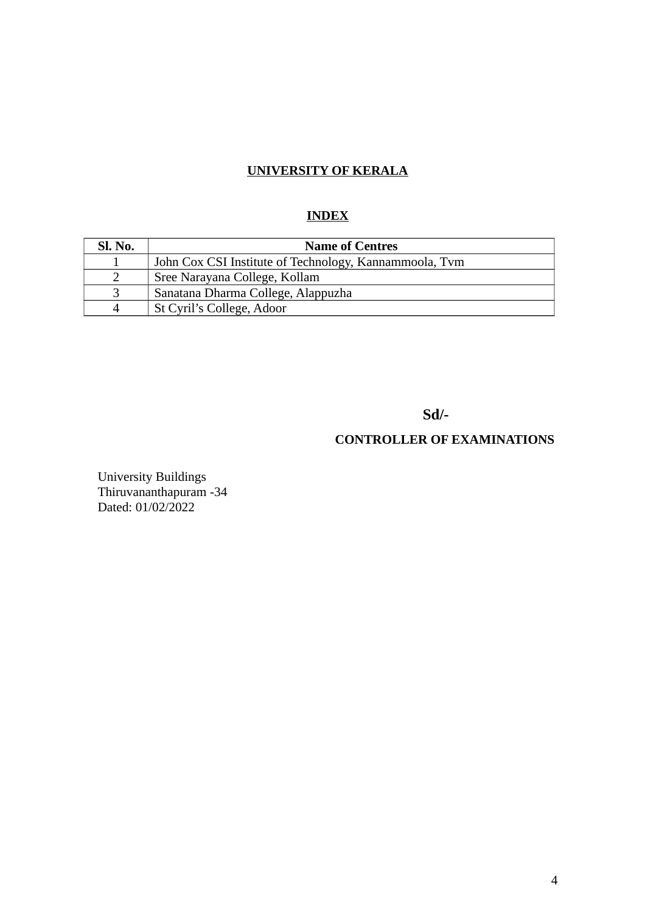**UNIVERSITY OF KERALA**

**INDEX**

| Sl. No. | Name of Centres |
|---|---|
| 1 | John Cox CSI Institute of Technology, Kannammoola, Tvm |
| 2 | Sree Narayana College, Kollam |
| 3 | Sanatana Dharma College, Alappuzha |
| 4 | St Cyril's College, Adoor |

**Sd/-**

**CONTROLLER OF EXAMINATIONS**

University Buildings
Thiruvananthapuram -34
Dated: 01/02/2022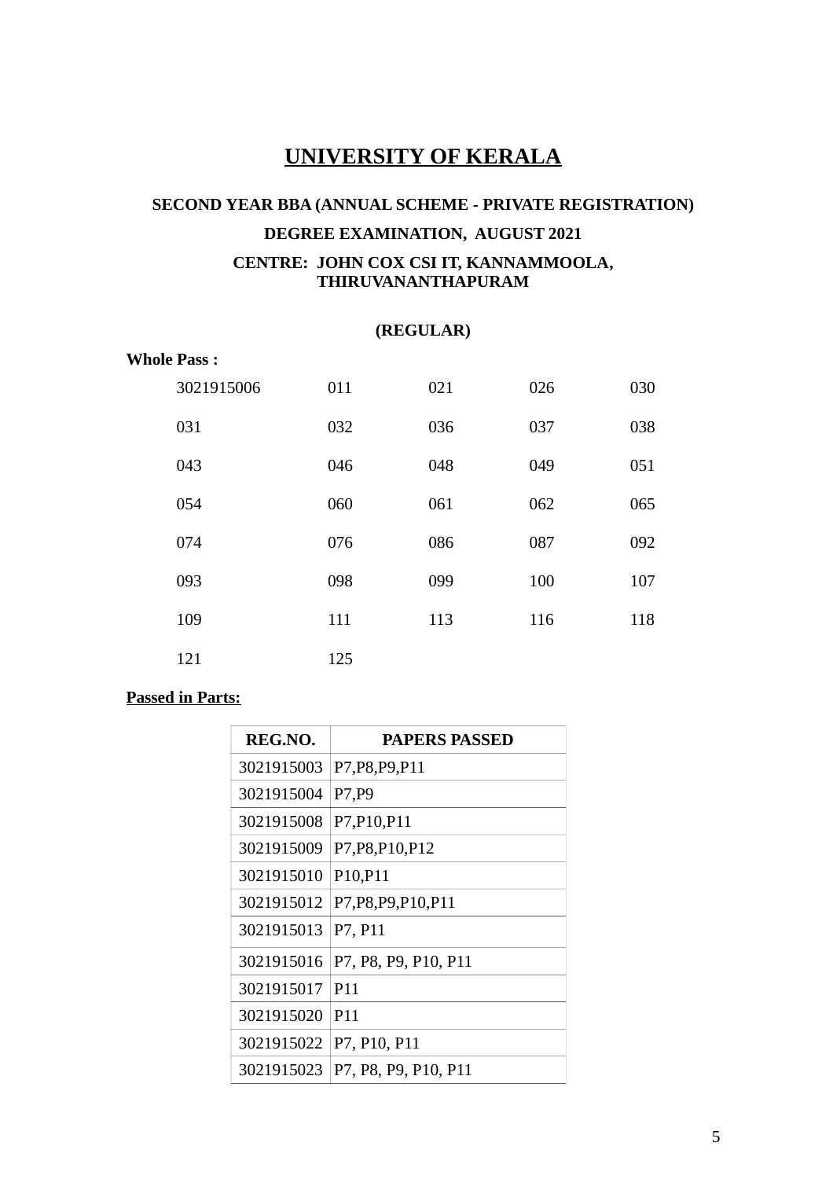# UNIVERSITY OF KERALA

### SECOND YEAR BBA (ANNUAL SCHEME - PRIVATE REGISTRATION)

### DEGREE EXAMINATION, AUGUST 2021

### CENTRE: JOHN COX CSI IT, KANNAMMOOLA, THIRUVANANTHAPURAM

**(REGULAR)**

**Whole Pass :**

| | | | | |
|---|---|---|---|---|
| 3021915006 | 011 | 021 | 026 | 030 |
| 031 | 032 | 036 | 037 | 038 |
| 043 | 046 | 048 | 049 | 051 |
| 054 | 060 | 061 | 062 | 065 |
| 074 | 076 | 086 | 087 | 092 |
| 093 | 098 | 099 | 100 | 107 |
| 109 | 111 | 113 | 116 | 118 |
| 121 | 125 | | | |

**Passed in Parts:**

| REG.NO. | PAPERS PASSED |
|---|---|
| 3021915003 | P7,P8,P9,P11 |
| 3021915004 | P7,P9 |
| 3021915008 | P7,P10,P11 |
| 3021915009 | P7,P8,P10,P12 |
| 3021915010 | P10,P11 |
| 3021915012 | P7,P8,P9,P10,P11 |
| 3021915013 | P7, P11 |
| 3021915016 | P7, P8, P9, P10, P11 |
| 3021915017 | P11 |
| 3021915020 | P11 |
| 3021915022 | P7, P10, P11 |
| 3021915023 | P7, P8, P9, P10, P11 |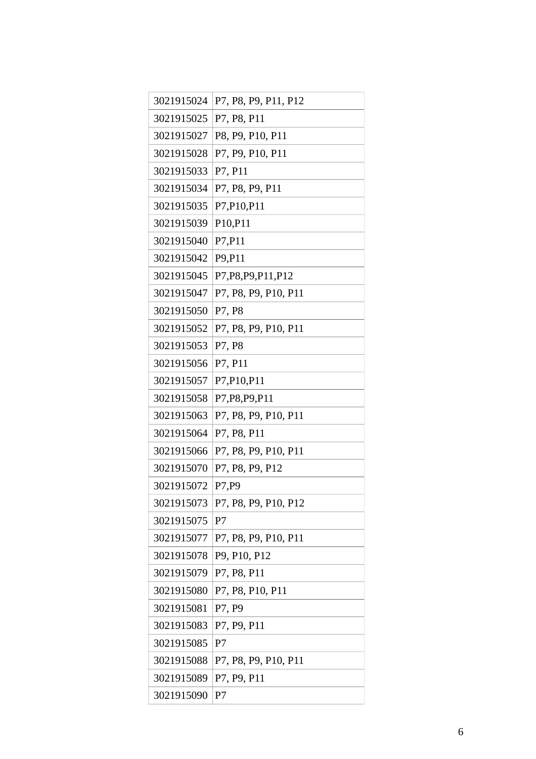| 3021915024 | P7, P8, P9, P11, P12 |
|---|---|
| 3021915025 | P7, P8, P11 |
| 3021915027 | P8, P9, P10, P11 |
| 3021915028 | P7, P9, P10, P11 |
| 3021915033 | P7, P11 |
| 3021915034 | P7, P8, P9, P11 |
| 3021915035 | P7,P10,P11 |
| 3021915039 | P10,P11 |
| 3021915040 | P7,P11 |
| 3021915042 | P9,P11 |
| 3021915045 | P7,P8,P9,P11,P12 |
| 3021915047 | P7, P8, P9, P10, P11 |
| 3021915050 | P7, P8 |
| 3021915052 | P7, P8, P9, P10, P11 |
| 3021915053 | P7, P8 |
| 3021915056 | P7, P11 |
| 3021915057 | P7,P10,P11 |
| 3021915058 | P7,P8,P9,P11 |
| 3021915063 | P7, P8, P9, P10, P11 |
| 3021915064 | P7, P8, P11 |
| 3021915066 | P7, P8, P9, P10, P11 |
| 3021915070 | P7, P8, P9, P12 |
| 3021915072 | P7,P9 |
| 3021915073 | P7, P8, P9, P10, P12 |
| 3021915075 | P7 |
| 3021915077 | P7, P8, P9, P10, P11 |
| 3021915078 | P9, P10, P12 |
| 3021915079 | P7, P8, P11 |
| 3021915080 | P7, P8, P10, P11 |
| 3021915081 | P7, P9 |
| 3021915083 | P7, P9, P11 |
| 3021915085 | P7 |
| 3021915088 | P7, P8, P9, P10, P11 |
| 3021915089 | P7, P9, P11 |
| 3021915090 | P7 |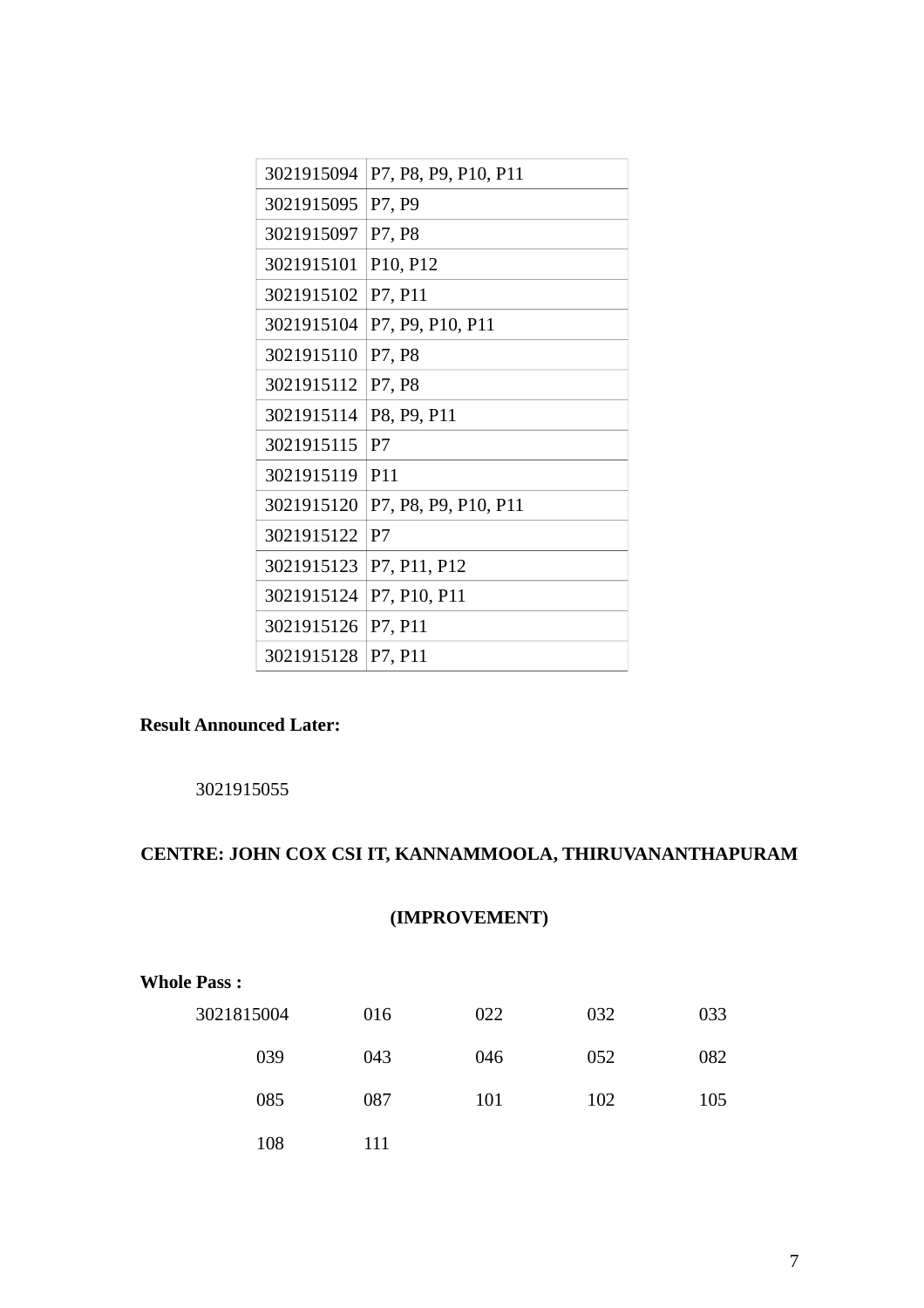| | |
|---|---|
| 3021915094 | P7, P8, P9, P10, P11 |
| 3021915095 | P7, P9 |
| 3021915097 | P7, P8 |
| 3021915101 | P10, P12 |
| 3021915102 | P7, P11 |
| 3021915104 | P7, P9, P10, P11 |
| 3021915110 | P7, P8 |
| 3021915112 | P7, P8 |
| 3021915114 | P8, P9, P11 |
| 3021915115 | P7 |
| 3021915119 | P11 |
| 3021915120 | P7, P8, P9, P10, P11 |
| 3021915122 | P7 |
| 3021915123 | P7, P11, P12 |
| 3021915124 | P7, P10, P11 |
| 3021915126 | P7, P11 |
| 3021915128 | P7, P11 |

**Result Announced Later:**

3021915055

**CENTRE: JOHN COX CSI IT, KANNAMMOOLA, THIRUVANANTHAPURAM**

**(IMPROVEMENT)**

**Whole Pass :**

| | | | | |
|---|---|---|---|---|
| 3021815004 | 016 | 022 | 032 | 033 |
| 039 | 043 | 046 | 052 | 082 |
| 085 | 087 | 101 | 102 | 105 |
| 108 | 111 | | | |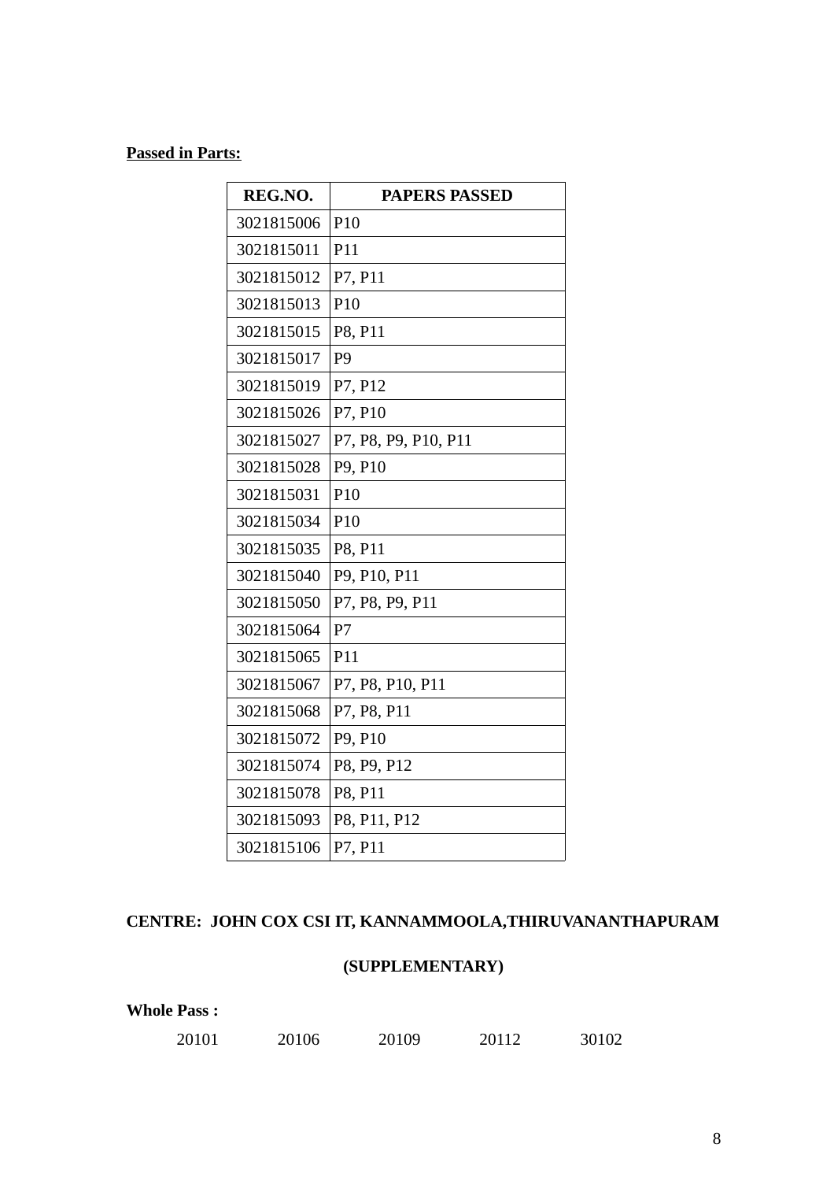**Passed in Parts:**

| REG.NO. | PAPERS PASSED |
|---|---|
| 3021815006 | P10 |
| 3021815011 | P11 |
| 3021815012 | P7, P11 |
| 3021815013 | P10 |
| 3021815015 | P8, P11 |
| 3021815017 | P9 |
| 3021815019 | P7, P12 |
| 3021815026 | P7, P10 |
| 3021815027 | P7, P8, P9, P10, P11 |
| 3021815028 | P9, P10 |
| 3021815031 | P10 |
| 3021815034 | P10 |
| 3021815035 | P8, P11 |
| 3021815040 | P9, P10, P11 |
| 3021815050 | P7, P8, P9, P11 |
| 3021815064 | P7 |
| 3021815065 | P11 |
| 3021815067 | P7, P8, P10, P11 |
| 3021815068 | P7, P8, P11 |
| 3021815072 | P9, P10 |
| 3021815074 | P8, P9, P12 |
| 3021815078 | P8, P11 |
| 3021815093 | P8, P11, P12 |
| 3021815106 | P7, P11 |

**CENTRE: JOHN COX CSI IT, KANNAMMOOLA,THIRUVANANTHAPURAM**

**(SUPPLEMENTARY)**

**Whole Pass :**

20101 20106 20109 20112 30102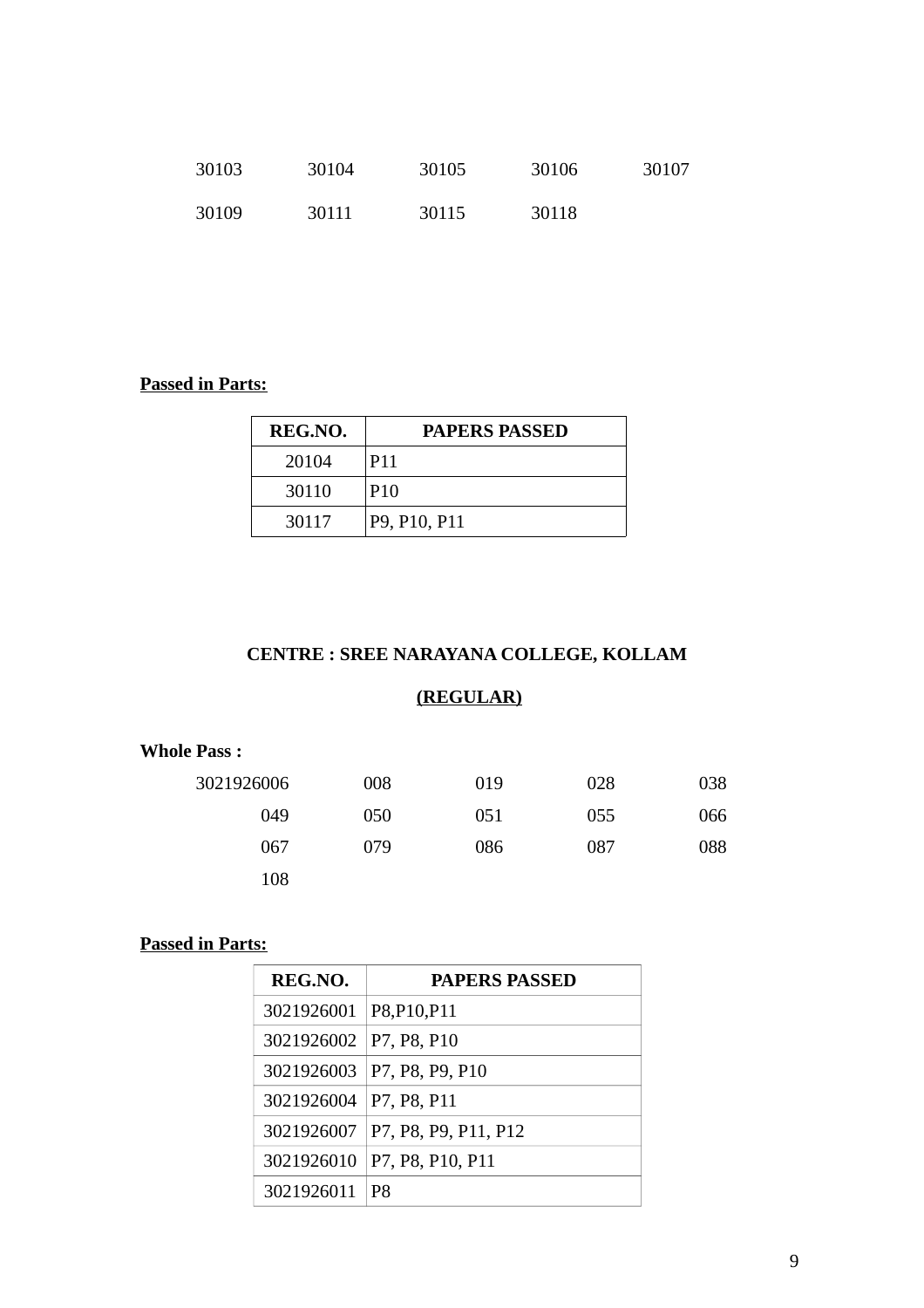| | | | | |
|---|---|---|---|---|
| 30103 | 30104 | 30105 | 30106 | 30107 |
| 30109 | 30111 | 30115 | 30118 | |

**Passed in Parts:**

| REG.NO. | PAPERS PASSED |
|---|---|
| 20104 | P11 |
| 30110 | P10 |
| 30117 | P9, P10, P11 |

**CENTRE : SREE NARAYANA COLLEGE, KOLLAM**

**(REGULAR)**

**Whole Pass :**

| | | | | |
|---|---|---|---|---|
| 3021926006 | 008 | 019 | 028 | 038 |
| 049 | 050 | 051 | 055 | 066 |
| 067 | 079 | 086 | 087 | 088 |
| 108 | | | | |

**Passed in Parts:**

| REG.NO. | PAPERS PASSED |
|---|---|
| 3021926001 | P8,P10,P11 |
| 3021926002 | P7, P8, P10 |
| 3021926003 | P7, P8, P9, P10 |
| 3021926004 | P7, P8, P11 |
| 3021926007 | P7, P8, P9, P11, P12 |
| 3021926010 | P7, P8, P10, P11 |
| 3021926011 | P8 |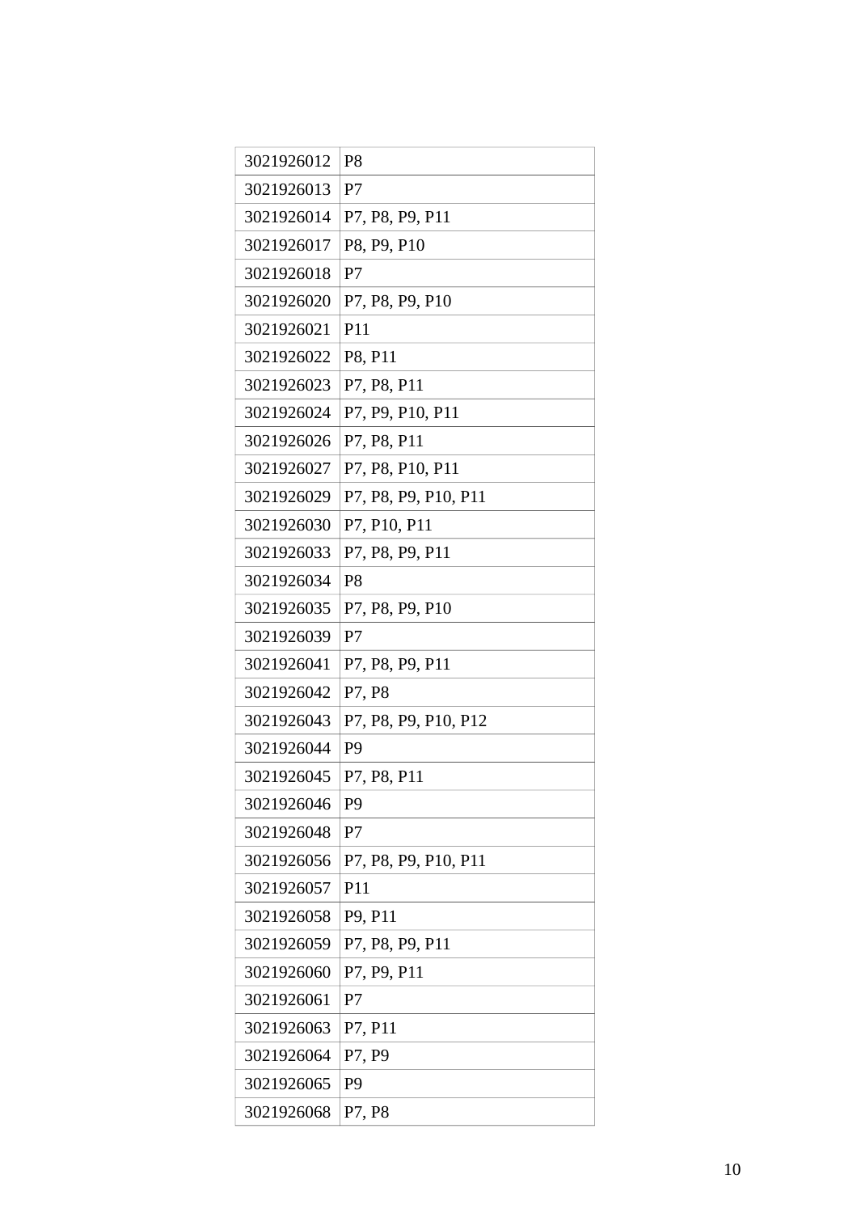| 3021926012 | P8 |
|---|---|
| 3021926013 | P7 |
| 3021926014 | P7, P8, P9, P11 |
| 3021926017 | P8, P9, P10 |
| 3021926018 | P7 |
| 3021926020 | P7, P8, P9, P10 |
| 3021926021 | P11 |
| 3021926022 | P8, P11 |
| 3021926023 | P7, P8, P11 |
| 3021926024 | P7, P9, P10, P11 |
| 3021926026 | P7, P8, P11 |
| 3021926027 | P7, P8, P10, P11 |
| 3021926029 | P7, P8, P9, P10, P11 |
| 3021926030 | P7, P10, P11 |
| 3021926033 | P7, P8, P9, P11 |
| 3021926034 | P8 |
| 3021926035 | P7, P8, P9, P10 |
| 3021926039 | P7 |
| 3021926041 | P7, P8, P9, P11 |
| 3021926042 | P7, P8 |
| 3021926043 | P7, P8, P9, P10, P12 |
| 3021926044 | P9 |
| 3021926045 | P7, P8, P11 |
| 3021926046 | P9 |
| 3021926048 | P7 |
| 3021926056 | P7, P8, P9, P10, P11 |
| 3021926057 | P11 |
| 3021926058 | P9, P11 |
| 3021926059 | P7, P8, P9, P11 |
| 3021926060 | P7, P9, P11 |
| 3021926061 | P7 |
| 3021926063 | P7, P11 |
| 3021926064 | P7, P9 |
| 3021926065 | P9 |
| 3021926068 | P7, P8 |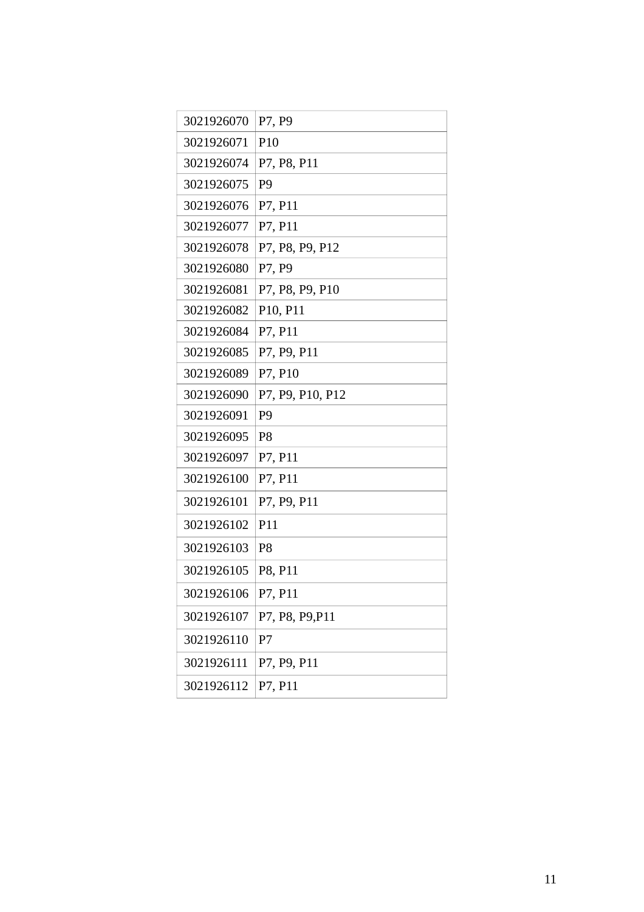| 3021926070 | P7, P9 |
|---|---|
| 3021926071 | P10 |
| 3021926074 | P7, P8, P11 |
| 3021926075 | P9 |
| 3021926076 | P7, P11 |
| 3021926077 | P7, P11 |
| 3021926078 | P7, P8, P9, P12 |
| 3021926080 | P7, P9 |
| 3021926081 | P7, P8, P9, P10 |
| 3021926082 | P10, P11 |
| 3021926084 | P7, P11 |
| 3021926085 | P7, P9, P11 |
| 3021926089 | P7, P10 |
| 3021926090 | P7, P9, P10, P12 |
| 3021926091 | P9 |
| 3021926095 | P8 |
| 3021926097 | P7, P11 |
| 3021926100 | P7, P11 |
| 3021926101 | P7, P9, P11 |
| 3021926102 | P11 |
| 3021926103 | P8 |
| 3021926105 | P8, P11 |
| 3021926106 | P7, P11 |
| 3021926107 | P7, P8, P9,P11 |
| 3021926110 | P7 |
| 3021926111 | P7, P9, P11 |
| 3021926112 | P7, P11 |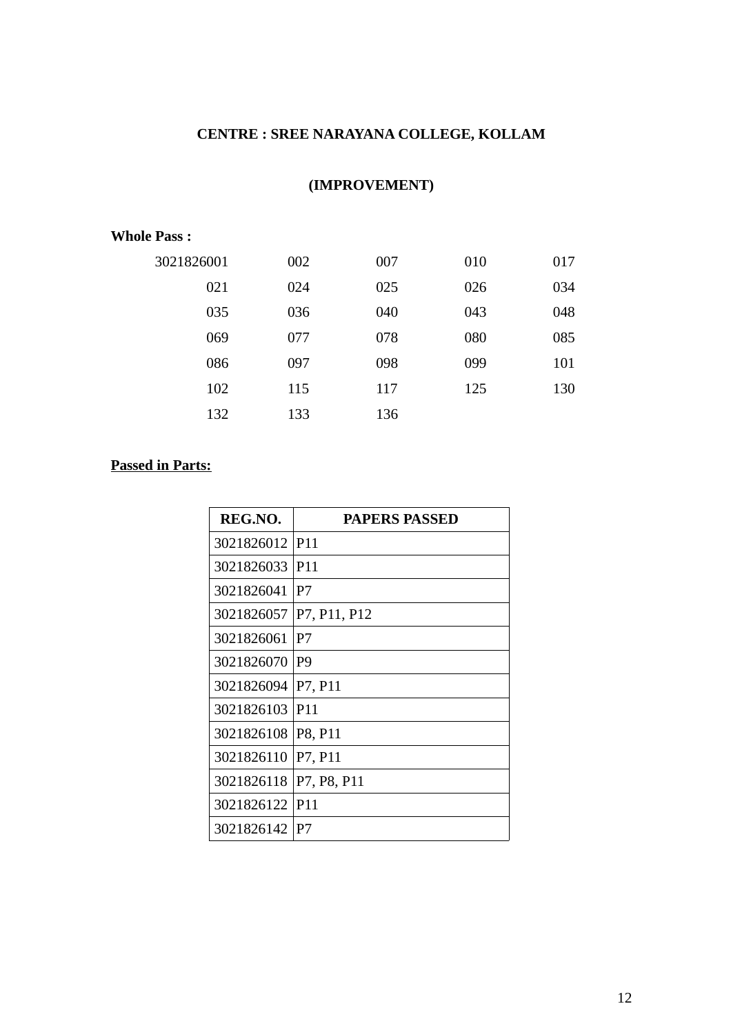**CENTRE : SREE NARAYANA COLLEGE, KOLLAM**

**(IMPROVEMENT)**

**Whole Pass :**

| | | | | |
|---|---|---|---|---|
| 3021826001 | 002 | 007 | 010 | 017 |
| 021 | 024 | 025 | 026 | 034 |
| 035 | 036 | 040 | 043 | 048 |
| 069 | 077 | 078 | 080 | 085 |
| 086 | 097 | 098 | 099 | 101 |
| 102 | 115 | 117 | 125 | 130 |
| 132 | 133 | 136 | | |

**Passed in Parts:**

| REG.NO. | PAPERS PASSED |
|---|---|
| 3021826012 | P11 |
| 3021826033 | P11 |
| 3021826041 | P7 |
| 3021826057 | P7, P11, P12 |
| 3021826061 | P7 |
| 3021826070 | P9 |
| 3021826094 | P7, P11 |
| 3021826103 | P11 |
| 3021826108 | P8, P11 |
| 3021826110 | P7, P11 |
| 3021826118 | P7, P8, P11 |
| 3021826122 | P11 |
| 3021826142 | P7 |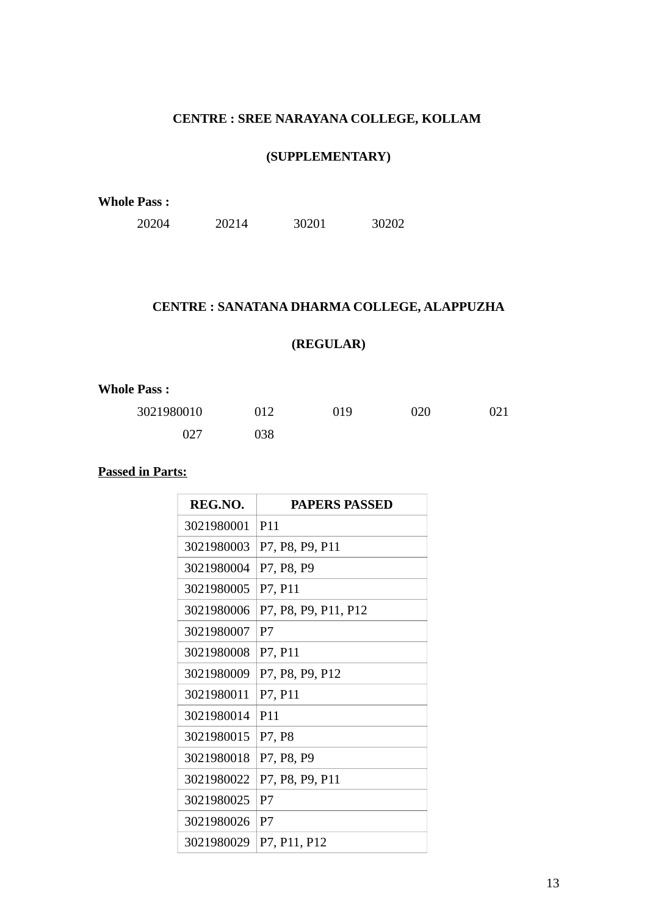**CENTRE : SREE NARAYANA COLLEGE, KOLLAM**

**(SUPPLEMENTARY)**

**Whole Pass :**

20204 20214 30201 30202

**CENTRE : SANATANA DHARMA COLLEGE, ALAPPUZHA**

**(REGULAR)**

**Whole Pass :**

3021980010 012 019 020 021
027 038

**Passed in Parts:**

| REG.NO. | PAPERS PASSED |
|---|---|
| 3021980001 | P11 |
| 3021980003 | P7, P8, P9, P11 |
| 3021980004 | P7, P8, P9 |
| 3021980005 | P7, P11 |
| 3021980006 | P7, P8, P9, P11, P12 |
| 3021980007 | P7 |
| 3021980008 | P7, P11 |
| 3021980009 | P7, P8, P9, P12 |
| 3021980011 | P7, P11 |
| 3021980014 | P11 |
| 3021980015 | P7, P8 |
| 3021980018 | P7, P8, P9 |
| 3021980022 | P7, P8, P9, P11 |
| 3021980025 | P7 |
| 3021980026 | P7 |
| 3021980029 | P7, P11, P12 |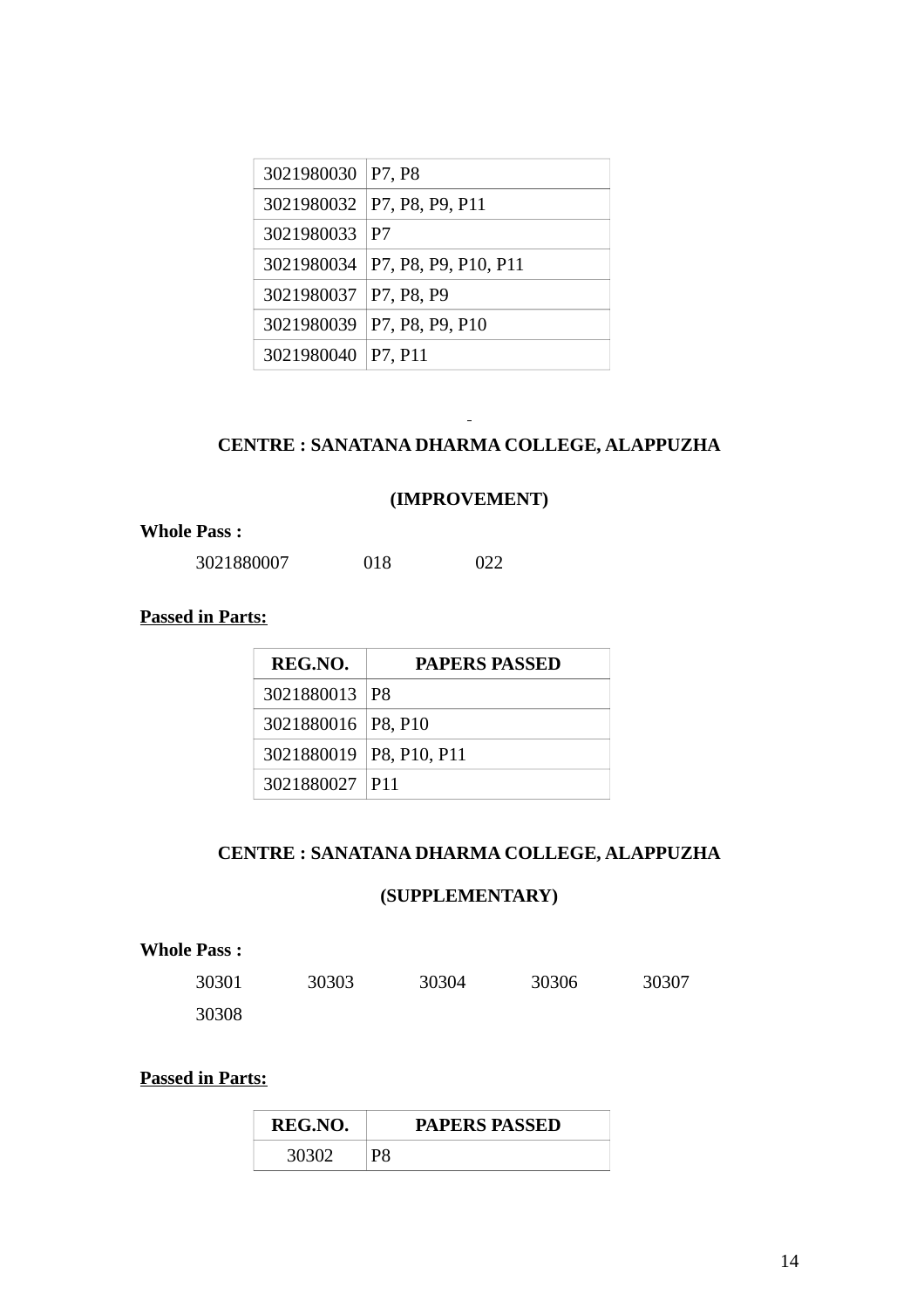| | |
|---|---|
| 3021980030 | P7, P8 |
| 3021980032 | P7, P8, P9, P11 |
| 3021980033 | P7 |
| 3021980034 | P7, P8, P9, P10, P11 |
| 3021980037 | P7, P8, P9 |
| 3021980039 | P7, P8, P9, P10 |
| 3021980040 | P7, P11 |

**CENTRE : SANATANA DHARMA COLLEGE, ALAPPUZHA**

**(IMPROVEMENT)**

**Whole Pass :**

3021880007 018 022

**Passed in Parts:**

| REG.NO. | PAPERS PASSED |
|---|---|
| 3021880013 | P8 |
| 3021880016 | P8, P10 |
| 3021880019 | P8, P10, P11 |
| 3021880027 | P11 |

**CENTRE : SANATANA DHARMA COLLEGE, ALAPPUZHA**

**(SUPPLEMENTARY)**

**Whole Pass :**

30301 30303 30304 30306 30307
30308

**Passed in Parts:**

| REG.NO. | PAPERS PASSED |
|---|---|
| 30302 | P8 |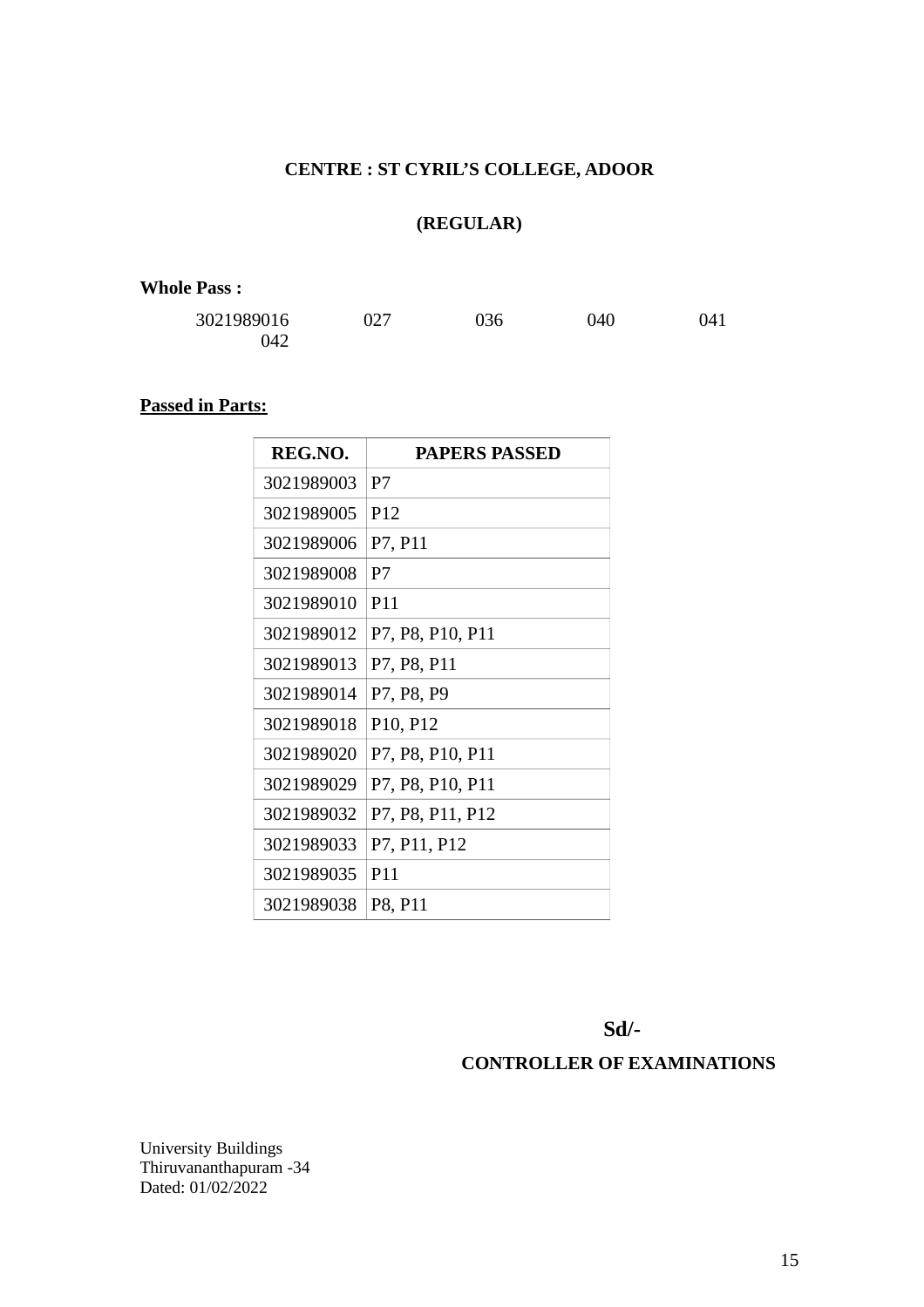**CENTRE : ST CYRIL'S COLLEGE, ADOOR**

**(REGULAR)**

**Whole Pass :**

3021989016 027 036 040 041
042

**Passed in Parts:**

| REG.NO. | PAPERS PASSED |
|---|---|
| 3021989003 | P7 |
| 3021989005 | P12 |
| 3021989006 | P7, P11 |
| 3021989008 | P7 |
| 3021989010 | P11 |
| 3021989012 | P7, P8, P10, P11 |
| 3021989013 | P7, P8, P11 |
| 3021989014 | P7, P8, P9 |
| 3021989018 | P10, P12 |
| 3021989020 | P7, P8, P10, P11 |
| 3021989029 | P7, P8, P10, P11 |
| 3021989032 | P7, P8, P11, P12 |
| 3021989033 | P7, P11, P12 |
| 3021989035 | P11 |
| 3021989038 | P8, P11 |

**Sd/-**

**CONTROLLER OF EXAMINATIONS**

University Buildings
Thiruvananthapuram -34
Dated: 01/02/2022